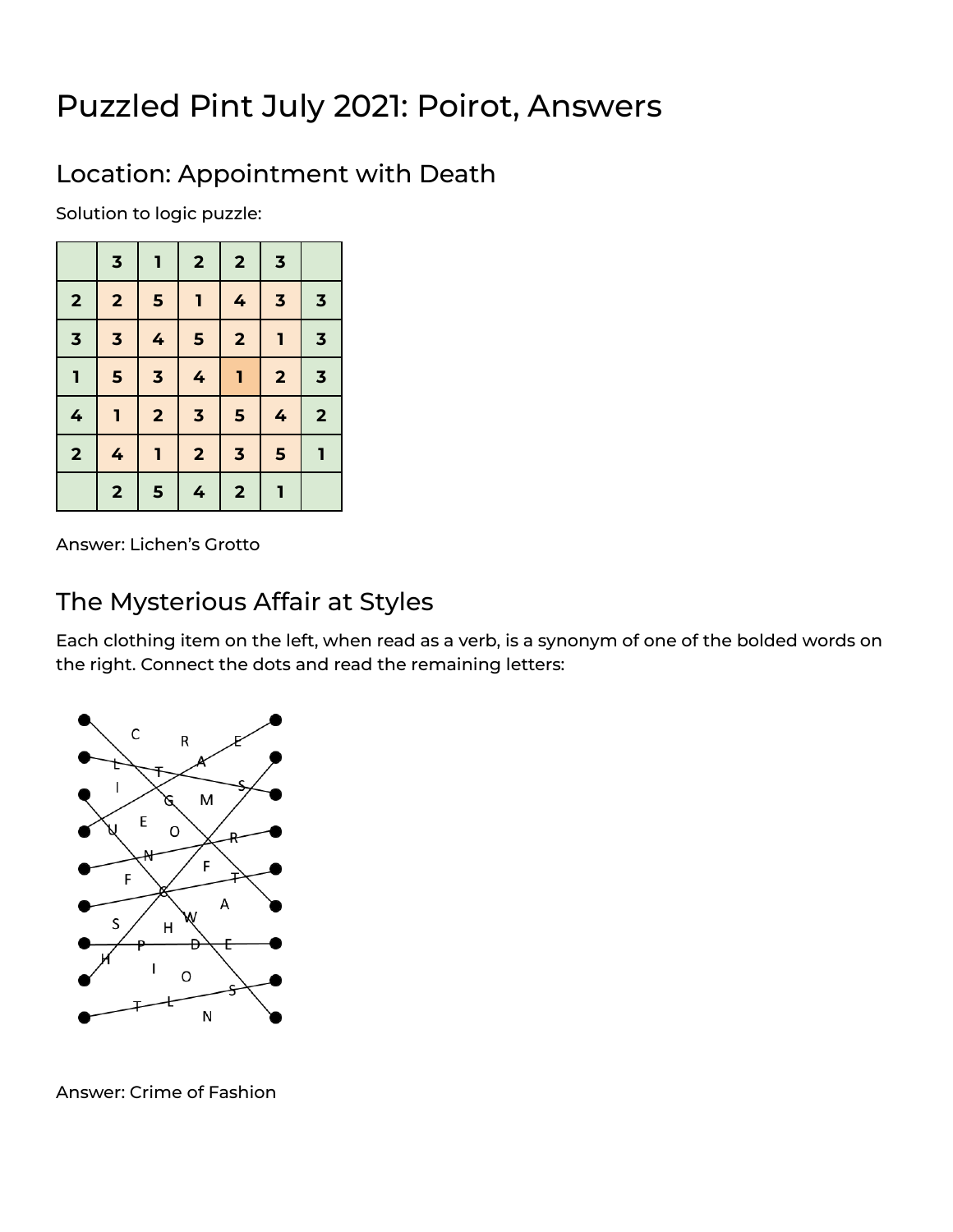# Puzzled Pint July 2021: Poirot, Answers

## Location: Appointment with Death

Solution to logic puzzle:

|   | 3 | 1 | 2 | 2 | 3 |   |
|---|---|---|---|---|---|---|
| 2 | 2 | 5 | 1 | 4 | 3 | 3 |
| 3 | 3 | 4 | 5 | 2 | 1 | 3 |
| 1 | 5 | 3 | 4 | 1 | 2 | 3 |
| 4 | 1 | 2 | 3 | 5 | 4 | 2 |
| 2 | 4 | 1 | 2 | 3 | 5 | 1 |
|   | 2 | 5 | 4 | 2 | 1 |   |

Answer: Lichen's Grotto

## The Mysterious Affair at Styles

Each clothing item on the left, when read as a verb, is a synonym of one of the bolded words on the right. Connect the dots and read the remaining letters:

Answer: Crime of Fashion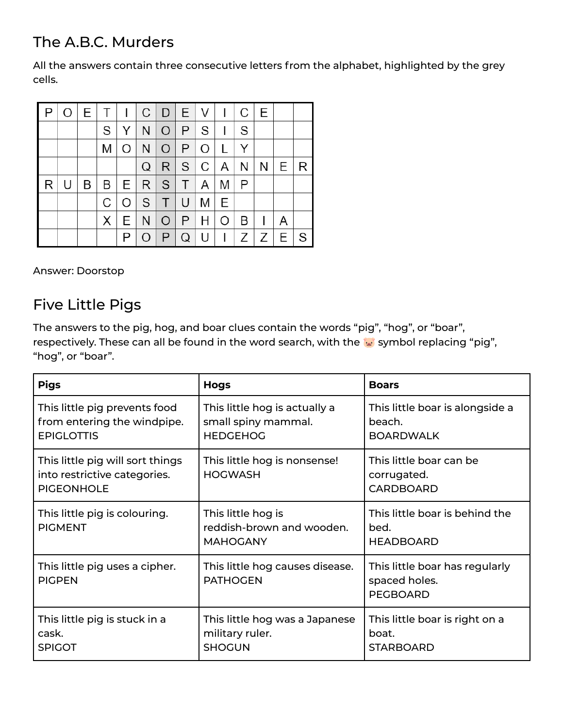## The A.B.C. Murders

All the answers contain three consecutive letters from the alphabet, highlighted by the grey cells.

| | | | | | | | | | | | | | |
|---|---|---|---|---|---|---|---|---|---|---|---|---|---|
| P | O | E | T | I | C | D | E | V | I | C | E | | |
| | | | S | Y | N | O | P | S | I | S | | | |
| | | | M | O | N | O | P | O | L | Y | | | |
| | | | | | Q | R | S | C | A | N | N | E | R |
| R | U | B | B | E | R | S | T | A | M | P | | | |
| | | | C | O | S | T | U | M | E | | | | |
| | | | X | E | N | O | P | H | O | B | I | A | |
| | | | | P | O | P | Q | U | I | Z | Z | E | S |

Answer: Doorstop

## Five Little Pigs

The answers to the pig, hog, and boar clues contain the words "pig", "hog", or "boar", respectively. These can all be found in the word search, with the 🐷 symbol replacing "pig", "hog", or "boar".

| **Pigs** | **Hogs** | **Boars** |
|---|---|---|
| This little pig prevents food from entering the windpipe. EPIGLOTTIS | This little hog is actually a small spiny mammal. HEDGEHOG | This little boar is alongside a beach. BOARDWALK |
| This little pig will sort things into restrictive categories. PIGEONHOLE | This little hog is nonsense! HOGWASH | This little boar can be corrugated. CARDBOARD |
| This little pig is colouring. PIGMENT | This little hog is reddish-brown and wooden. MAHOGANY | This little boar is behind the bed. HEADBOARD |
| This little pig uses a cipher. PIGPEN | This little hog causes disease. PATHOGEN | This little boar has regularly spaced holes. PEGBOARD |
| This little pig is stuck in a cask. SPIGOT | This little hog was a Japanese military ruler. SHOGUN | This little boar is right on a boat. STARBOARD |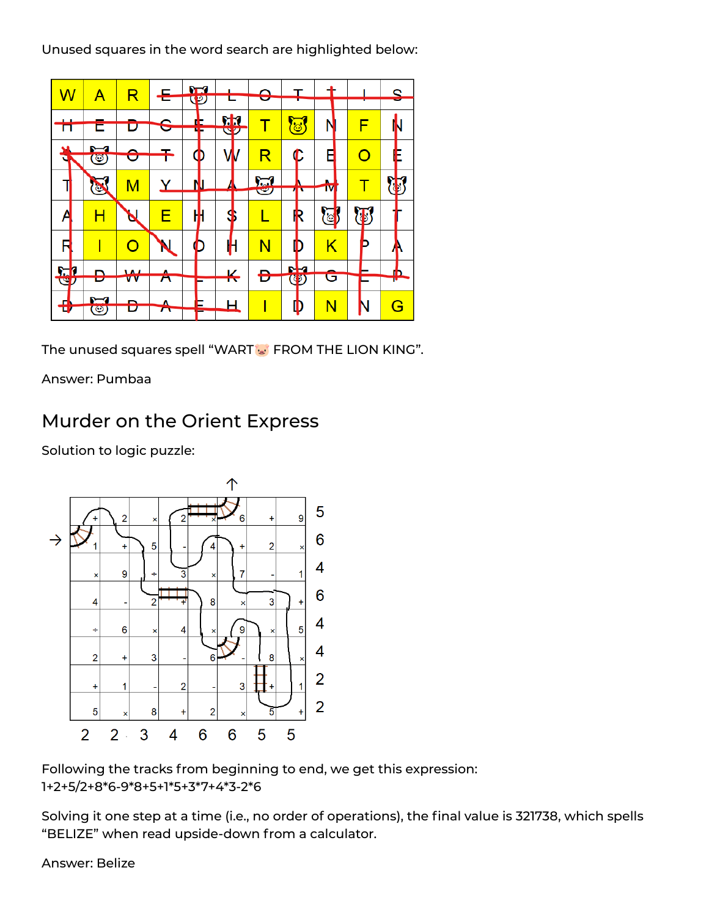Unused squares in the word search are highlighted below:

The unused squares spell “WART🐷 FROM THE LION KING”.

Answer: Pumbaa

## Murder on the Orient Express

Solution to logic puzzle:

Following the tracks from beginning to end, we get this expression: 1+2+5/2+8*6-9*8+5+1*5+3*7+4*3-2*6

Solving it one step at a time (i.e., no order of operations), the final value is 321738, which spells “BELIZE” when read upside-down from a calculator.

Answer: Belize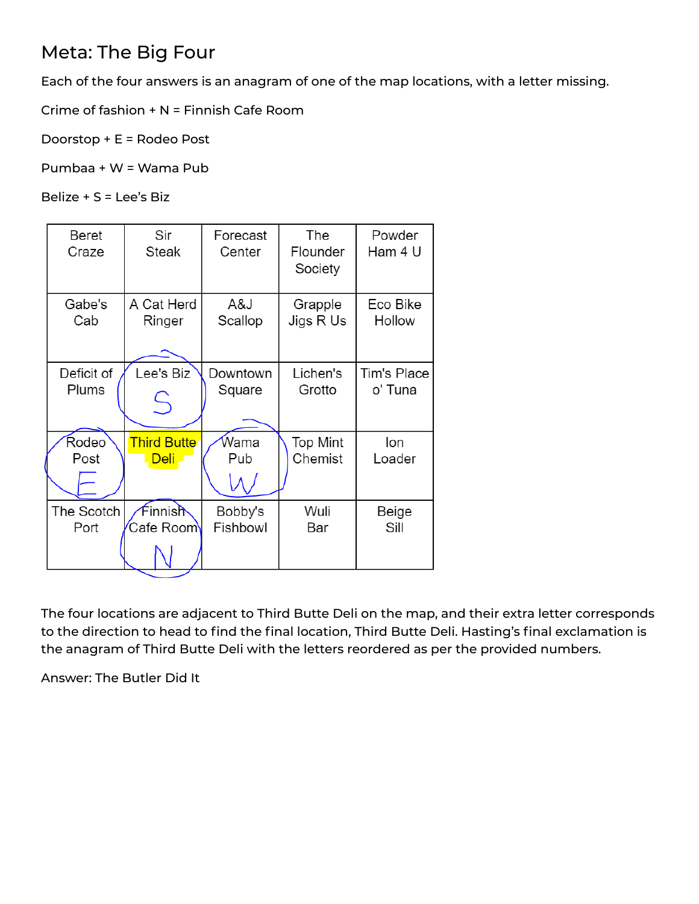## Meta: The Big Four

Each of the four answers is an anagram of one of the map locations, with a letter missing.

Crime of fashion + N = Finnish Cafe Room

Doorstop + E = Rodeo Post

Pumbaa + W = Wama Pub

Belize + S = Lee's Biz

| Beret Craze | Sir Steak | Forecast Center | The Flounder Society | Powder Ham 4 U |
|---|---|---|---|---|
| Gabe's Cab | A Cat Herd Ringer | A&J Scallop | Grapple Jigs R Us | Eco Bike Hollow |
| Deficit of Plums | Lee's Biz S | Downtown Square | Lichen's Grotto | Tim's Place o' Tuna |
| Rodeo Post E | Third Butte Deli | Wama Pub W | Top Mint Chemist | Ion Loader |
| The Scotch Port | Finnish Cafe Room N | Bobby's Fishbowl | Wuli Bar | Beige Sill |

The four locations are adjacent to Third Butte Deli on the map, and their extra letter corresponds to the direction to head to find the final location, Third Butte Deli. Hasting's final exclamation is the anagram of Third Butte Deli with the letters reordered as per the provided numbers.

Answer: The Butler Did It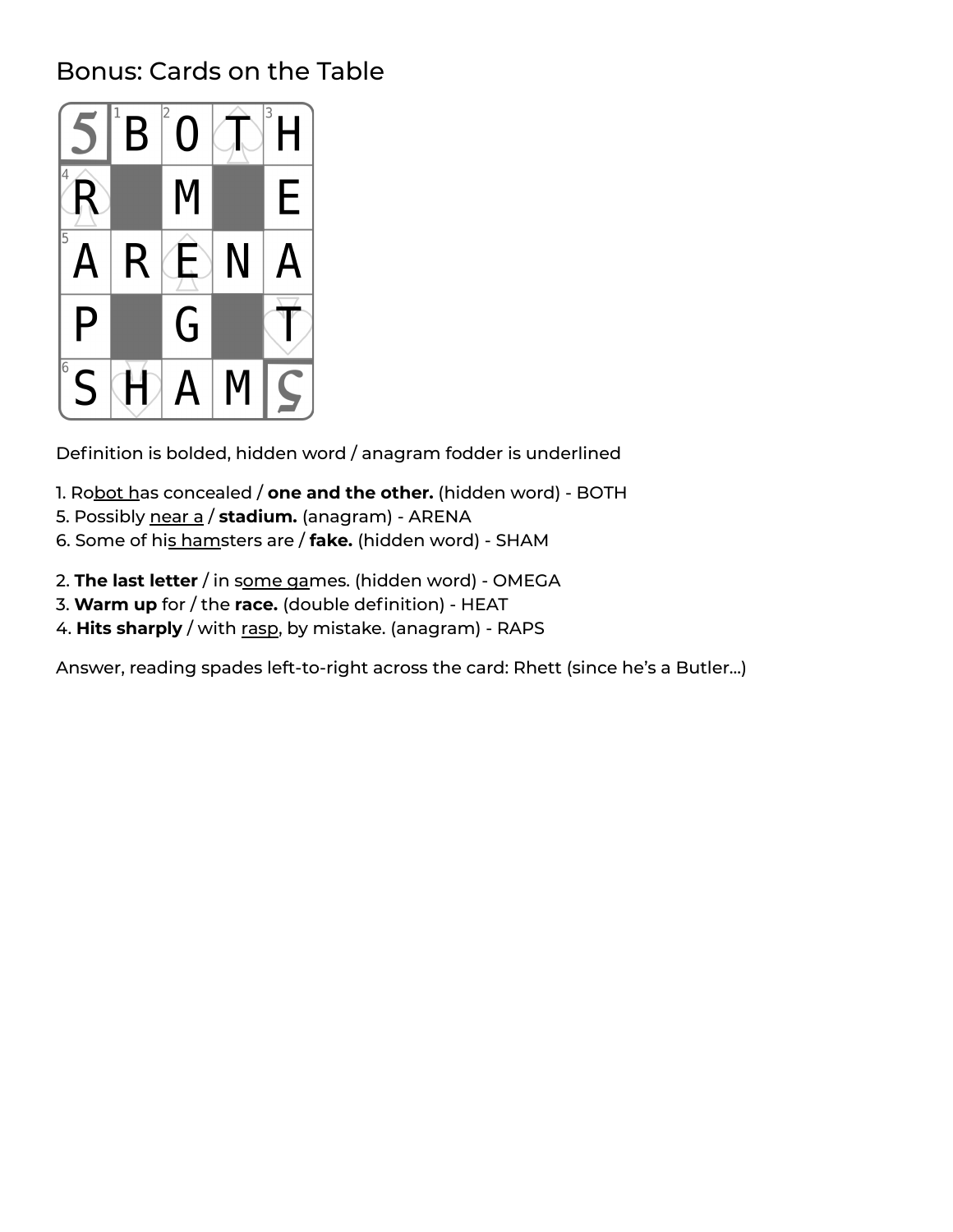# Bonus: Cards on the Table

| | | | | |
|---|---|---|---|---|
| 5 | B | O | T | H |
| R | ■ | M | ■ | E |
| A | R | E | N | A |
| P | ■ | G | ■ | T |
| S | H | A | M | 5 |

Definition is bolded, hidden word / anagram fodder is underlined

1. Ro<u>bot h</u>as concealed / **one and the other.** (hidden word) - BOTH
5. Possibly <u>near a</u> / **stadium.** (anagram) - ARENA
6. Some of hi<u>s ham</u>sters are / **fake.** (hidden word) - SHAM

2. **The last letter** / in s<u>ome ga</u>mes. (hidden word) - OMEGA
3. **Warm up** for / the **race.** (double definition) - HEAT
4. **Hits sharply** / with <u>rasp</u>, by mistake. (anagram) - RAPS

Answer, reading spades left-to-right across the card: Rhett (since he's a Butler...)